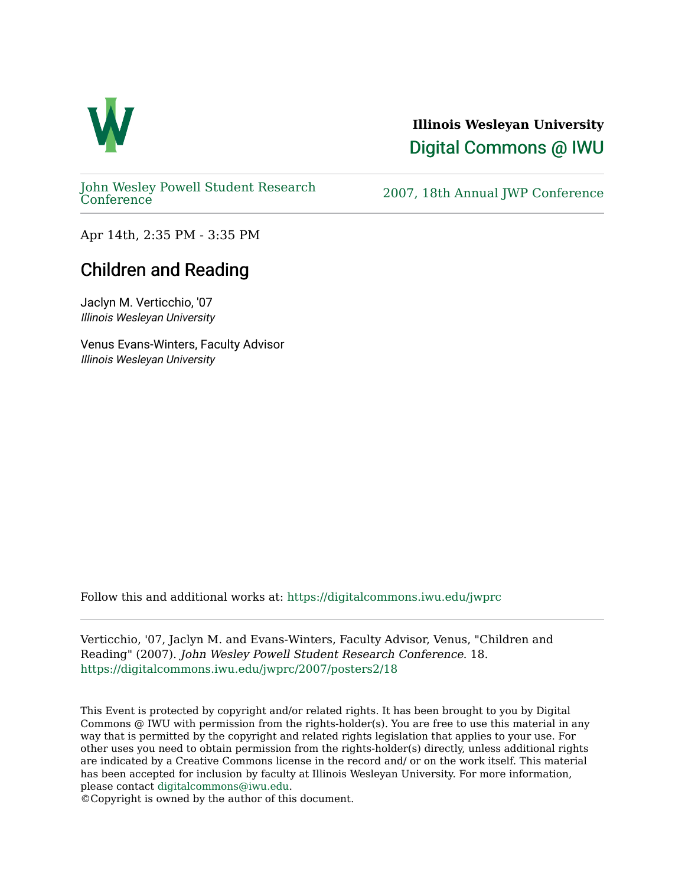**Illinois Wesleyan University**

Digital Commons @ IWU

John Wesley Powell Student Research Conference

2007, 18th Annual JWP Conference

Apr 14th, 2:35 PM - 3:35 PM

# Children and Reading

Jaclyn M. Verticchio, '07
*Illinois Wesleyan University*

Venus Evans-Winters, Faculty Advisor
*Illinois Wesleyan University*

Follow this and additional works at: https://digitalcommons.iwu.edu/jwprc

---

Verticchio, '07, Jaclyn M. and Evans-Winters, Faculty Advisor, Venus, "Children and Reading" (2007). *John Wesley Powell Student Research Conference*. 18.
https://digitalcommons.iwu.edu/jwprc/2007/posters2/18

This Event is protected by copyright and/or related rights. It has been brought to you by Digital Commons @ IWU with permission from the rights-holder(s). You are free to use this material in any way that is permitted by the copyright and related rights legislation that applies to your use. For other uses you need to obtain permission from the rights-holder(s) directly, unless additional rights are indicated by a Creative Commons license in the record and/ or on the work itself. This material has been accepted for inclusion by faculty at Illinois Wesleyan University. For more information, please contact digitalcommons@iwu.edu.
©Copyright is owned by the author of this document.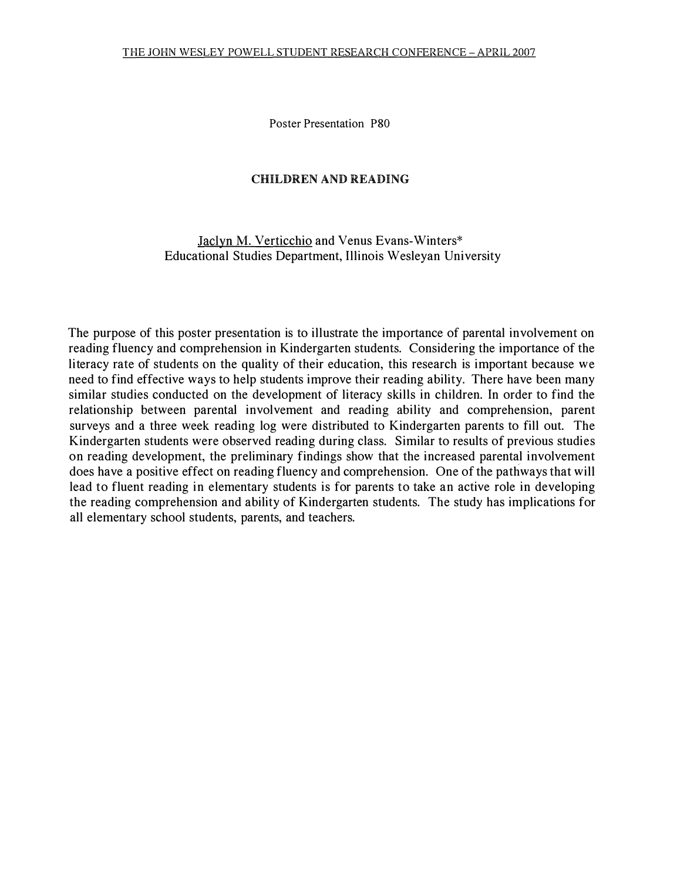Poster Presentation P80

## CHILDREN AND READING

Jaclyn M. Verticchio and Venus Evans-Winters*
Educational Studies Department, Illinois Wesleyan University

The purpose of this poster presentation is to illustrate the importance of parental involvement on reading fluency and comprehension in Kindergarten students. Considering the importance of the literacy rate of students on the quality of their education, this research is important because we need to find effective ways to help students improve their reading ability. There have been many similar studies conducted on the development of literacy skills in children. In order to find the relationship between parental involvement and reading ability and comprehension, parent surveys and a three week reading log were distributed to Kindergarten parents to fill out. The Kindergarten students were observed reading during class. Similar to results of previous studies on reading development, the preliminary findings show that the increased parental involvement does have a positive effect on reading fluency and comprehension. One of the pathways that will lead to fluent reading in elementary students is for parents to take an active role in developing the reading comprehension and ability of Kindergarten students. The study has implications for all elementary school students, parents, and teachers.